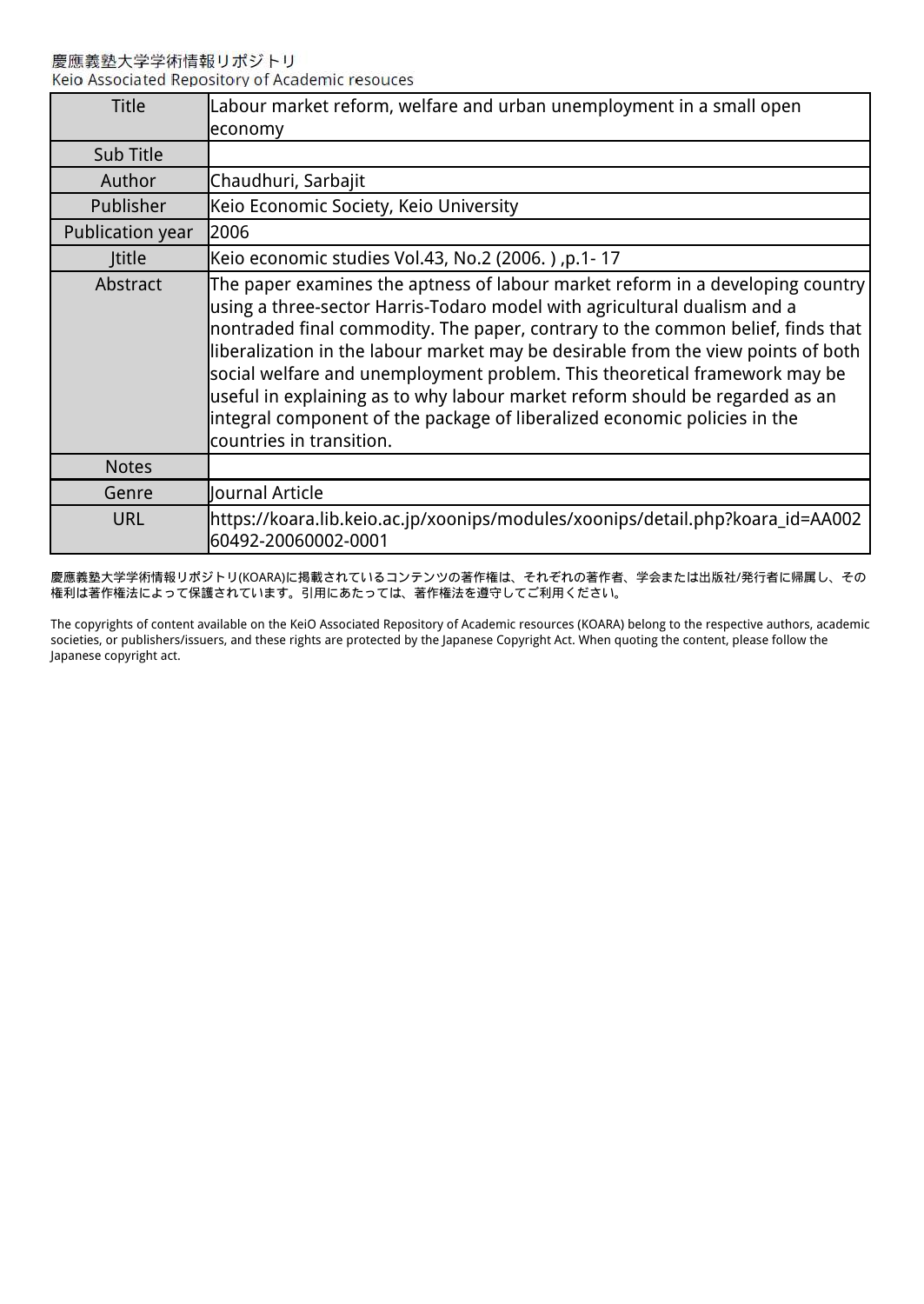慶應義塾大学学術情報リポジトリ
Keio Associated Repository of Academic resouces

| Title | Labour market reform, welfare and urban unemployment in a small open economy |
| --- | --- |
| Sub Title | |
| Author | Chaudhuri, Sarbajit |
| Publisher | Keio Economic Society, Keio University |
| Publication year | 2006 |
| Jtitle | Keio economic studies Vol.43, No.2 (2006. ) ,p.1- 17 |
| Abstract | The paper examines the aptness of labour market reform in a developing country using a three-sector Harris-Todaro model with agricultural dualism and a nontraded final commodity. The paper, contrary to the common belief, finds that liberalization in the labour market may be desirable from the view points of both social welfare and unemployment problem. This theoretical framework may be useful in explaining as to why labour market reform should be regarded as an integral component of the package of liberalized economic policies in the countries in transition. |
| Notes | |
| Genre | Journal Article |
| URL | https://koara.lib.keio.ac.jp/xoonips/modules/xoonips/detail.php?koara_id=AA00260492-20060002-0001 |

慶應義塾大学学術情報リポジトリ(KOARA)に掲載されているコンテンツの著作権は、それぞれの著作者、学会または出版社/発行者に帰属し、その権利は著作権法によって保護されています。引用にあたっては、著作権法を遵守してご利用ください。

The copyrights of content available on the KeiO Associated Repository of Academic resources (KOARA) belong to the respective authors, academic societies, or publishers/issuers, and these rights are protected by the Japanese Copyright Act. When quoting the content, please follow the Japanese copyright act.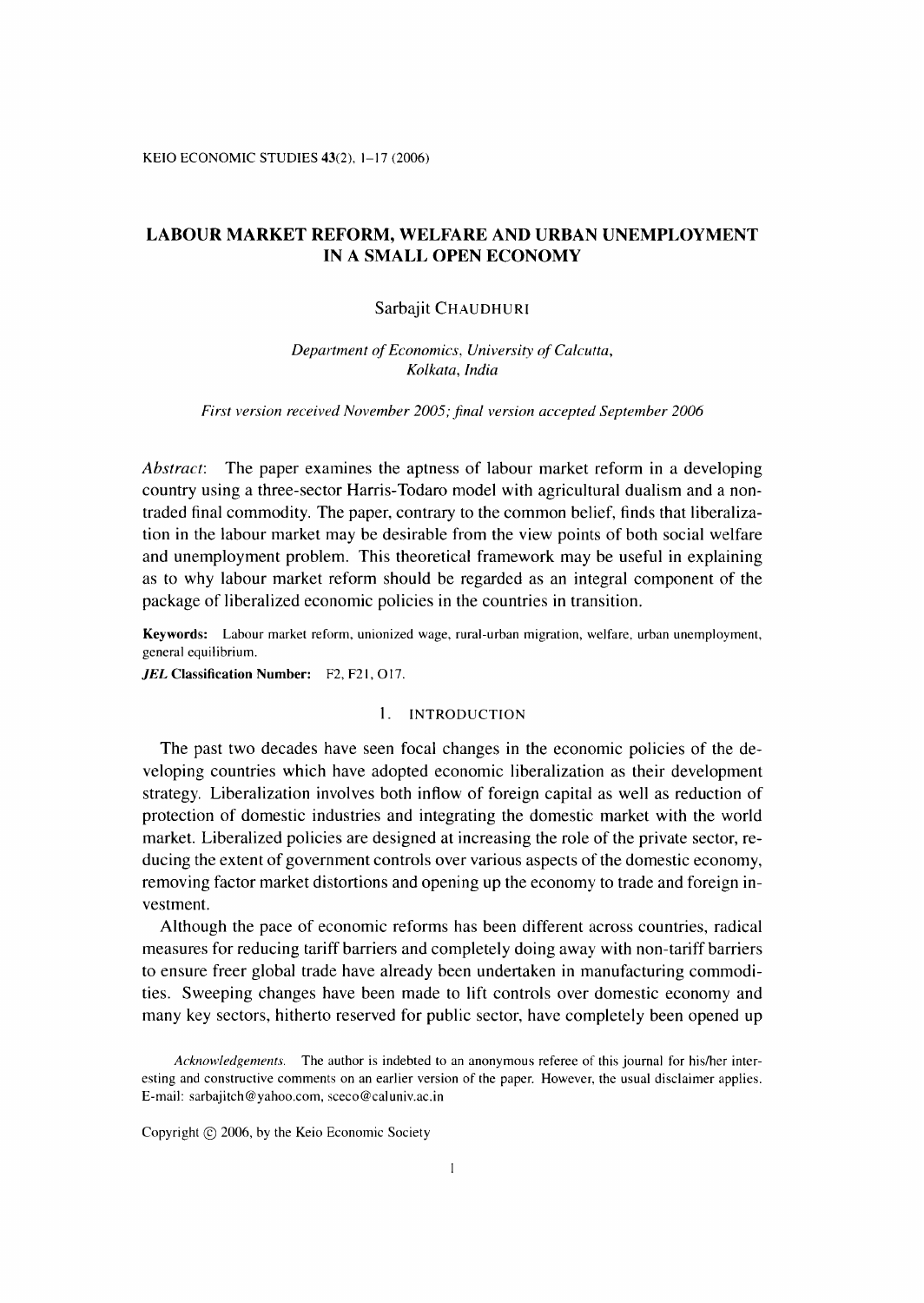# LABOUR MARKET REFORM, WELFARE AND URBAN UNEMPLOYMENT IN A SMALL OPEN ECONOMY

Sarbajit CHAUDHURI

*Department of Economics, University of Calcutta, Kolkata, India*

*First version received November 2005; final version accepted September 2006*

*Abstract*: The paper examines the aptness of labour market reform in a developing country using a three-sector Harris-Todaro model with agricultural dualism and a non-traded final commodity. The paper, contrary to the common belief, finds that liberalization in the labour market may be desirable from the view points of both social welfare and unemployment problem. This theoretical framework may be useful in explaining as to why labour market reform should be regarded as an integral component of the package of liberalized economic policies in the countries in transition.

**Keywords:** Labour market reform, unionized wage, rural-urban migration, welfare, urban unemployment, general equilibrium.

***JEL* Classification Number:** F2, F21, O17.

## 1. INTRODUCTION

The past two decades have seen focal changes in the economic policies of the developing countries which have adopted economic liberalization as their development strategy. Liberalization involves both inflow of foreign capital as well as reduction of protection of domestic industries and integrating the domestic market with the world market. Liberalized policies are designed at increasing the role of the private sector, reducing the extent of government controls over various aspects of the domestic economy, removing factor market distortions and opening up the economy to trade and foreign investment.

Although the pace of economic reforms has been different across countries, radical measures for reducing tariff barriers and completely doing away with non-tariff barriers to ensure freer global trade have already been undertaken in manufacturing commodities. Sweeping changes have been made to lift controls over domestic economy and many key sectors, hitherto reserved for public sector, have completely been opened up

*Acknowledgements.* The author is indebted to an anonymous referee of this journal for his/her interesting and constructive comments on an earlier version of the paper. However, the usual disclaimer applies. E-mail: sarbajitch@yahoo.com, sceco@caluniv.ac.in

Copyright © 2006, by the Keio Economic Society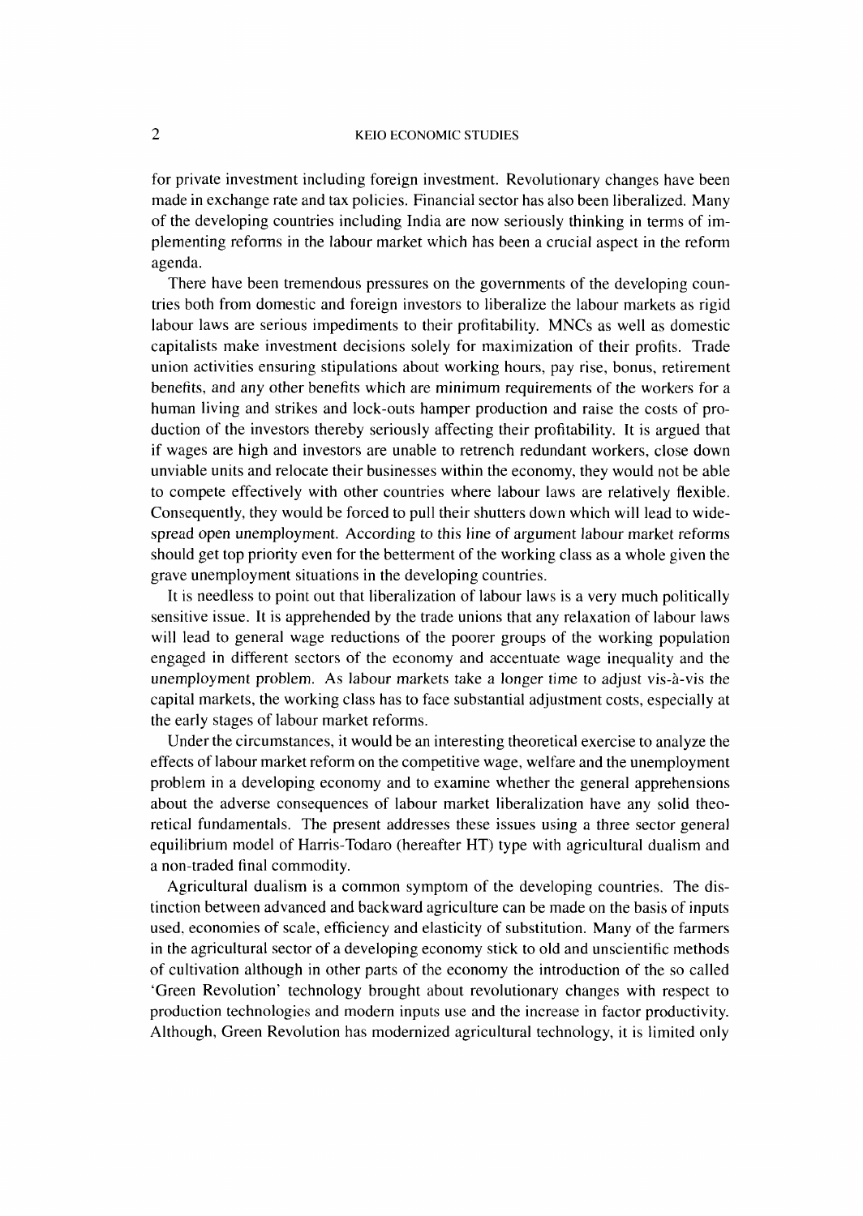for private investment including foreign investment. Revolutionary changes have been made in exchange rate and tax policies. Financial sector has also been liberalized. Many of the developing countries including India are now seriously thinking in terms of implementing reforms in the labour market which has been a crucial aspect in the reform agenda.

There have been tremendous pressures on the governments of the developing countries both from domestic and foreign investors to liberalize the labour markets as rigid labour laws are serious impediments to their profitability. MNCs as well as domestic capitalists make investment decisions solely for maximization of their profits. Trade union activities ensuring stipulations about working hours, pay rise, bonus, retirement benefits, and any other benefits which are minimum requirements of the workers for a human living and strikes and lock-outs hamper production and raise the costs of production of the investors thereby seriously affecting their profitability. It is argued that if wages are high and investors are unable to retrench redundant workers, close down unviable units and relocate their businesses within the economy, they would not be able to compete effectively with other countries where labour laws are relatively flexible. Consequently, they would be forced to pull their shutters down which will lead to widespread open unemployment. According to this line of argument labour market reforms should get top priority even for the betterment of the working class as a whole given the grave unemployment situations in the developing countries.

It is needless to point out that liberalization of labour laws is a very much politically sensitive issue. It is apprehended by the trade unions that any relaxation of labour laws will lead to general wage reductions of the poorer groups of the working population engaged in different sectors of the economy and accentuate wage inequality and the unemployment problem. As labour markets take a longer time to adjust vis-à-vis the capital markets, the working class has to face substantial adjustment costs, especially at the early stages of labour market reforms.

Under the circumstances, it would be an interesting theoretical exercise to analyze the effects of labour market reform on the competitive wage, welfare and the unemployment problem in a developing economy and to examine whether the general apprehensions about the adverse consequences of labour market liberalization have any solid theoretical fundamentals. The present addresses these issues using a three sector general equilibrium model of Harris-Todaro (hereafter HT) type with agricultural dualism and a non-traded final commodity.

Agricultural dualism is a common symptom of the developing countries. The distinction between advanced and backward agriculture can be made on the basis of inputs used, economies of scale, efficiency and elasticity of substitution. Many of the farmers in the agricultural sector of a developing economy stick to old and unscientific methods of cultivation although in other parts of the economy the introduction of the so called 'Green Revolution' technology brought about revolutionary changes with respect to production technologies and modern inputs use and the increase in factor productivity. Although, Green Revolution has modernized agricultural technology, it is limited only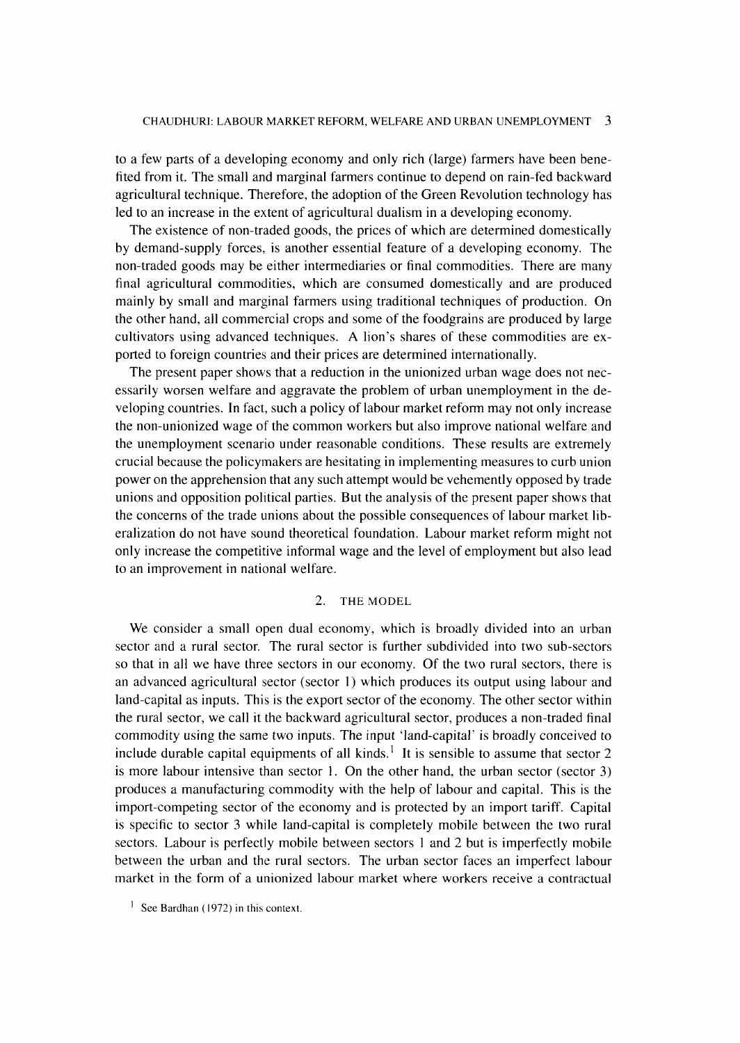to a few parts of a developing economy and only rich (large) farmers have been benefited from it. The small and marginal farmers continue to depend on rain-fed backward agricultural technique. Therefore, the adoption of the Green Revolution technology has led to an increase in the extent of agricultural dualism in a developing economy.

The existence of non-traded goods, the prices of which are determined domestically by demand-supply forces, is another essential feature of a developing economy. The non-traded goods may be either intermediaries or final commodities. There are many final agricultural commodities, which are consumed domestically and are produced mainly by small and marginal farmers using traditional techniques of production. On the other hand, all commercial crops and some of the foodgrains are produced by large cultivators using advanced techniques. A lion's shares of these commodities are exported to foreign countries and their prices are determined internationally.

The present paper shows that a reduction in the unionized urban wage does not necessarily worsen welfare and aggravate the problem of urban unemployment in the developing countries. In fact, such a policy of labour market reform may not only increase the non-unionized wage of the common workers but also improve national welfare and the unemployment scenario under reasonable conditions. These results are extremely crucial because the policymakers are hesitating in implementing measures to curb union power on the apprehension that any such attempt would be vehemently opposed by trade unions and opposition political parties. But the analysis of the present paper shows that the concerns of the trade unions about the possible consequences of labour market liberalization do not have sound theoretical foundation. Labour market reform might not only increase the competitive informal wage and the level of employment but also lead to an improvement in national welfare.

## 2. THE MODEL

We consider a small open dual economy, which is broadly divided into an urban sector and a rural sector. The rural sector is further subdivided into two sub-sectors so that in all we have three sectors in our economy. Of the two rural sectors, there is an advanced agricultural sector (sector 1) which produces its output using labour and land-capital as inputs. This is the export sector of the economy. The other sector within the rural sector, we call it the backward agricultural sector, produces a non-traded final commodity using the same two inputs. The input 'land-capital' is broadly conceived to include durable capital equipments of all kinds.[1] It is sensible to assume that sector 2 is more labour intensive than sector 1. On the other hand, the urban sector (sector 3) produces a manufacturing commodity with the help of labour and capital. This is the import-competing sector of the economy and is protected by an import tariff. Capital is specific to sector 3 while land-capital is completely mobile between the two rural sectors. Labour is perfectly mobile between sectors 1 and 2 but is imperfectly mobile between the urban and the rural sectors. The urban sector faces an imperfect labour market in the form of a unionized labour market where workers receive a contractual

[1] See Bardhan (1972) in this context.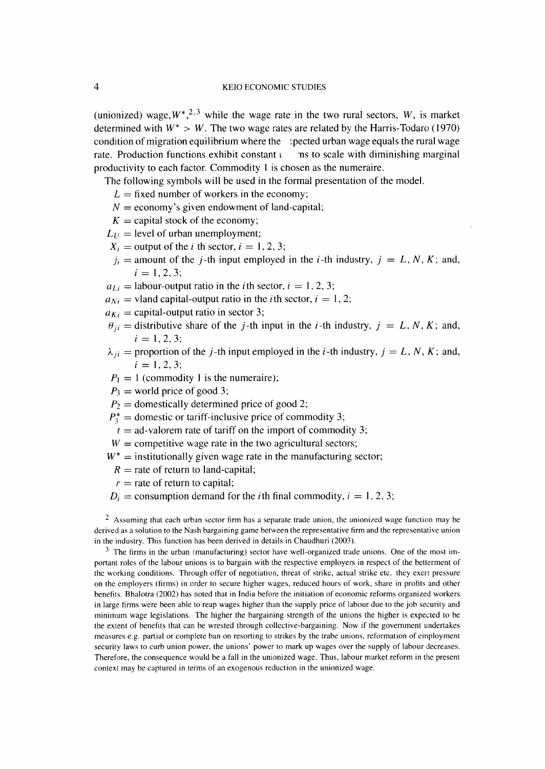(unionized) wage, $W^*$,[2,3] while the wage rate in the two rural sectors, $W$, is market determined with $W^* > W$. The two wage rates are related by the Harris-Todaro (1970) condition of migration equilibrium where the expected urban wage equals the rural wage rate. Production functions exhibit constant returns to scale with diminishing marginal productivity to each factor. Commodity 1 is chosen as the numeraire.

The following symbols will be used in the formal presentation of the model.

- $L$ = fixed number of workers in the economy;
- $N$ = economy's given endowment of land-capital;
- $K$ = capital stock of the economy;
- $L_U$ = level of urban unemployment;
- $X_i$ = output of the $i$ th sector, $i = 1, 2, 3$;
- $j_i$ = amount of the $j$-th input employed in the $i$-th industry, $j = L, N, K$; and, $i = 1, 2, 3$;
- $a_{Li}$ = labour-output ratio in the $i$th sector, $i = 1, 2, 3$;
- $a_{Ni}$ = vland capital-output ratio in the $i$th sector, $i = 1, 2$;
- $a_{Ki}$ = capital-output ratio in sector 3;
- $\theta_{ji}$ = distributive share of the $j$-th input in the $i$-th industry, $j = L, N, K$; and, $i = 1, 2, 3$;
- $\lambda_{ji}$ = proportion of the $j$-th input employed in the $i$-th industry, $j = L, N, K$; and, $i = 1, 2, 3$;
- $P_1 = 1$ (commodity 1 is the numeraire);
- $P_3$ = world price of good 3;
- $P_2$ = domestically determined price of good 2;
- $P_3^*$ = domestic or tariff-inclusive price of commodity 3;
- $t$ = ad-valorem rate of tariff on the import of commodity 3;
- $W$ = competitive wage rate in the two agricultural sectors;
- $W^*$ = institutionally given wage rate in the manufacturing sector;
- $R$ = rate of return to land-capital;
- $r$ = rate of return to capital;
- $D_i$ = consumption demand for the $i$th final commodity, $i = 1, 2, 3$;

[2] Assuming that each urban sector firm has a separate trade union, the unionized wage function may be derived as a solution to the Nash bargaining game between the representative firm and the representative union in the industry. This function has been derived in details in Chaudhuri (2003).

[3] The firms in the urban (manufacturing) sector have well-organized trade unions. One of the most important roles of the labour unions is to bargain with the respective employers in respect of the betterment of the working conditions. Through offer of negotiation, threat of strike, actual strike etc. they exert pressure on the employers (firms) in order to secure higher wages, reduced hours of work, share in profits and other benefits. Bhalotra (2002) has noted that in India before the initiation of economic reforms organized workers in large firms were been able to reap wages higher than the supply price of labour due to the job security and minimum wage legislations. The higher the bargaining strength of the unions the higher is expected to be the extent of benefits that can be wrested through collective-bargaining. Now if the government undertakes measures e.g. partial or complete ban on resorting to strikes by the trabe unions, reformation of employment security laws to curb union power, the unions' power to mark up wages over the supply of labour decreases. Therefore, the consequence would be a fall in the unionized wage. Thus, labour market reform in the present context may be captured in terms of an exogenous reduction in the unionized wage.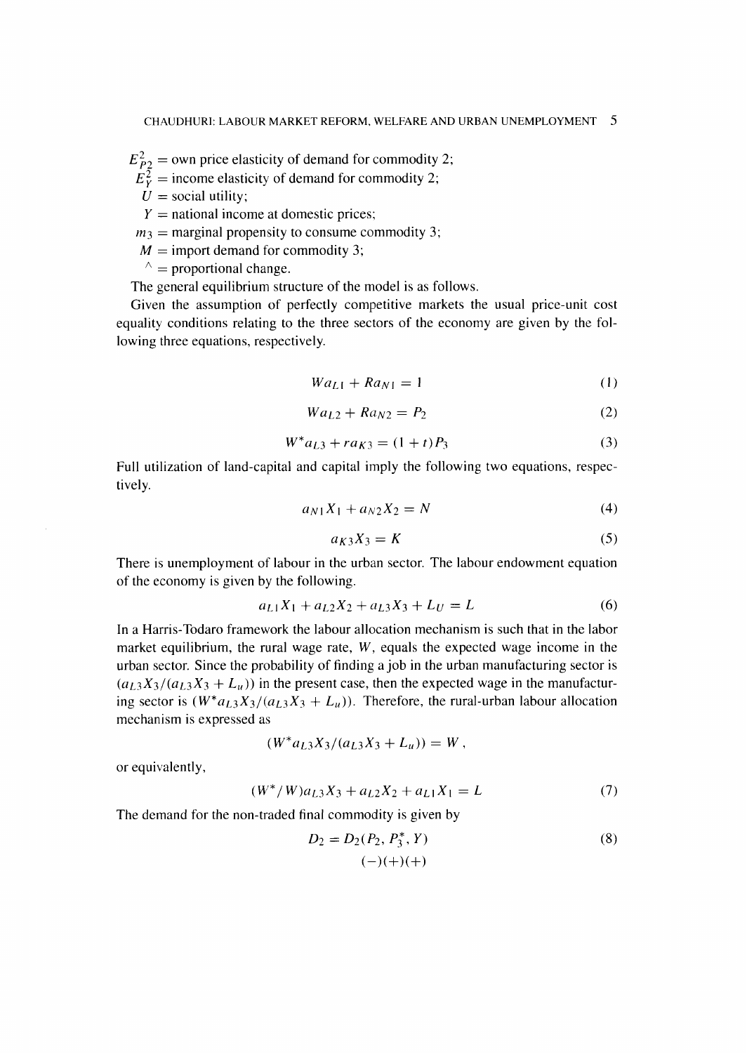$E^2_{P2}$ = own price elasticity of demand for commodity 2;
$E^2_Y$ = income elasticity of demand for commodity 2;
$U$ = social utility;
$Y$ = national income at domestic prices;
$m_3$ = marginal propensity to consume commodity 3;
$M$ = import demand for commodity 3;
$^\wedge$ = proportional change.

The general equilibrium structure of the model is as follows.

Given the assumption of perfectly competitive markets the usual price-unit cost equality conditions relating to the three sectors of the economy are given by the following three equations, respectively.

$$Wa_{L1} + Ra_{N1} = 1 \tag{1}$$

$$Wa_{L2} + Ra_{N2} = P_2 \tag{2}$$

$$W^* a_{L3} + ra_{K3} = (1 + t)P_3 \tag{3}$$

Full utilization of land-capital and capital imply the following two equations, respectively.

$$a_{N1}X_1 + a_{N2}X_2 = N \tag{4}$$

$$a_{K3}X_3 = K \tag{5}$$

There is unemployment of labour in the urban sector. The labour endowment equation of the economy is given by the following.

$$a_{L1}X_1 + a_{L2}X_2 + a_{L3}X_3 + L_U = L \tag{6}$$

In a Harris-Todaro framework the labour allocation mechanism is such that in the labor market equilibrium, the rural wage rate, $W$, equals the expected wage income in the urban sector. Since the probability of finding a job in the urban manufacturing sector is $(a_{L3}X_3/(a_{L3}X_3 + L_u))$ in the present case, then the expected wage in the manufacturing sector is $(W^* a_{L3}X_3/(a_{L3}X_3 + L_u))$. Therefore, the rural-urban labour allocation mechanism is expressed as

$$(W^* a_{L3}X_3/(a_{L3}X_3 + L_u)) = W\,,$$

or equivalently,

$$(W^*/W)a_{L3}X_3 + a_{L2}X_2 + a_{L1}X_1 = L \tag{7}$$

The demand for the non-traded final commodity is given by

$$D_2 = D_2(P_2, P_3^*, Y) \tag{8}$$
$$(-)(+)(+)$$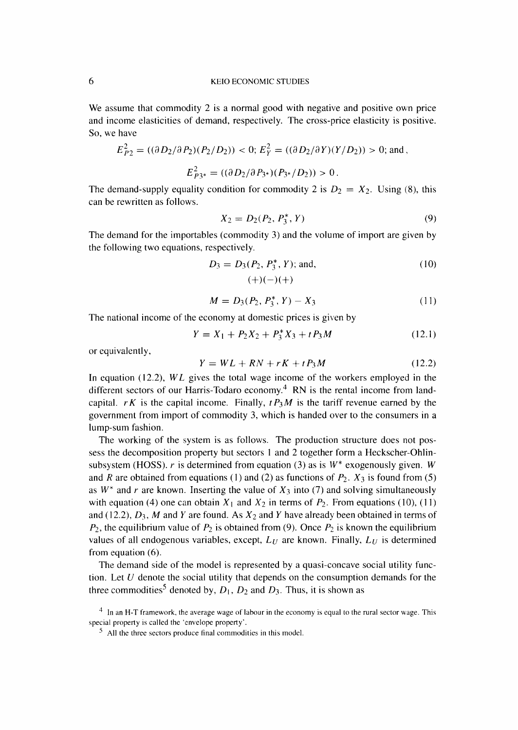We assume that commodity 2 is a normal good with negative and positive own price and income elasticities of demand, respectively. The cross-price elasticity is positive. So, we have

$$E^2_{P2} = ((\partial D_2/\partial P_2)(P_2/D_2)) < 0;\ E^2_Y = ((\partial D_2/\partial Y)(Y/D_2)) > 0;\ \text{and},$$

$$E^2_{P3^*} = ((\partial D_2/\partial P_{3^*})(P_{3^*}/D_2)) > 0\,.$$

The demand-supply equality condition for commodity 2 is $D_2 = X_2$. Using (8), this can be rewritten as follows.

$$X_2 = D_2(P_2, P_3^*, Y) \tag{9}$$

The demand for the importables (commodity 3) and the volume of import are given by the following two equations, respectively.

$$\underset{(+)(-)(+)}{D_3 = D_3(P_2, P_3^*, Y)};\ \text{and}, \tag{10}$$

$$M = D_3(P_2, P_3^*, Y) - X_3 \tag{11}$$

The national income of the economy at domestic prices is given by

$$Y = X_1 + P_2X_2 + P_3^*X_3 + tP_3M \tag{12.1}$$

or equivalently,

$$Y = WL + RN + rK + tP_3M \tag{12.2}$$

In equation (12.2), $WL$ gives the total wage income of the workers employed in the different sectors of our Harris-Todaro economy.[4] RN is the rental income from land-capital. $rK$ is the capital income. Finally, $tP_3M$ is the tariff revenue earned by the government from import of commodity 3, which is handed over to the consumers in a lump-sum fashion.

The working of the system is as follows. The production structure does not possess the decomposition property but sectors 1 and 2 together form a Heckscher-Ohlin-subsystem (HOSS). $r$ is determined from equation (3) as is $W^*$ exogenously given. $W$ and $R$ are obtained from equations (1) and (2) as functions of $P_2$. $X_3$ is found from (5) as $W^*$ and $r$ are known. Inserting the value of $X_3$ into (7) and solving simultaneously with equation (4) one can obtain $X_1$ and $X_2$ in terms of $P_2$. From equations (10), (11) and (12.2), $D_3$, $M$ and $Y$ are found. As $X_2$ and $Y$ have already been obtained in terms of $P_2$, the equilibrium value of $P_2$ is obtained from (9). Once $P_2$ is known the equilibrium values of all endogenous variables, except, $L_U$ are known. Finally, $L_U$ is determined from equation (6).

The demand side of the model is represented by a quasi-concave social utility function. Let $U$ denote the social utility that depends on the consumption demands for the three commodities[5] denoted by, $D_1$, $D_2$ and $D_3$. Thus, it is shown as

[4] In an H-T framework, the average wage of labour in the economy is equal to the rural sector wage. This special property is called the 'envelope property'.

[5] All the three sectors produce final commodities in this model.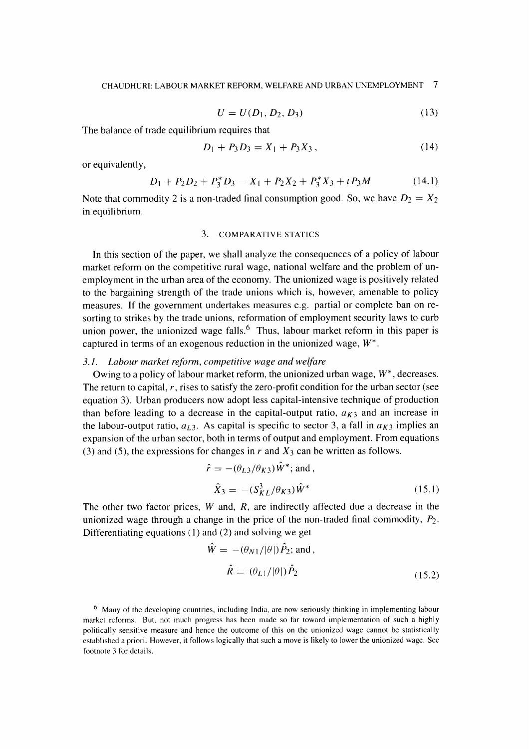$$U = U(D_1, D_2, D_3) \tag{13}$$

The balance of trade equilibrium requires that

$$D_1 + P_3 D_3 = X_1 + P_3 X_3\,, \tag{14}$$

or equivalently,

$$D_1 + P_2 D_2 + P_3^* D_3 = X_1 + P_2 X_2 + P_3^* X_3 + t P_3 M \tag{14.1}$$

Note that commodity 2 is a non-traded final consumption good. So, we have $D_2 = X_2$ in equilibrium.

## 3. COMPARATIVE STATICS

In this section of the paper, we shall analyze the consequences of a policy of labour market reform on the competitive rural wage, national welfare and the problem of unemployment in the urban area of the economy. The unionized wage is positively related to the bargaining strength of the trade unions which is, however, amenable to policy measures. If the government undertakes measures e.g. partial or complete ban on resorting to strikes by the trade unions, reformation of employment security laws to curb union power, the unionized wage falls.[6] Thus, labour market reform in this paper is captured in terms of an exogenous reduction in the unionized wage, $W^*$.

### *3.1. Labour market reform, competitive wage and welfare*

Owing to a policy of labour market reform, the unionized urban wage, $W^*$, decreases. The return to capital, $r$, rises to satisfy the zero-profit condition for the urban sector (see equation 3). Urban producers now adopt less capital-intensive technique of production than before leading to a decrease in the capital-output ratio, $a_{K3}$ and an increase in the labour-output ratio, $a_{L3}$. As capital is specific to sector 3, a fall in $a_{K3}$ implies an expansion of the urban sector, both in terms of output and employment. From equations (3) and (5), the expressions for changes in $r$ and $X_3$ can be written as follows.

$$\hat{r} = -(\theta_{L3}/\theta_{K3})\hat{W}^*; \text{ and},$$

$$\hat{X}_3 = -(S_{KL}^3/\theta_{K3})\hat{W}^* \tag{15.1}$$

The other two factor prices, $W$ and, $R$, are indirectly affected due a decrease in the unionized wage through a change in the price of the non-traded final commodity, $P_2$. Differentiating equations (1) and (2) and solving we get

$$\hat{W} = -(\theta_{N1}/|\theta|)\hat{P}_2; \text{ and},$$

$$\hat{R} = (\theta_{L1}/|\theta|)\hat{P}_2 \tag{15.2}$$

[6] Many of the developing countries, including India, are now seriously thinking in implementing labour market reforms. But, not much progress has been made so far toward implementation of such a highly politically sensitive measure and hence the outcome of this on the unionized wage cannot be statistically established a priori. However, it follows logically that such a move is likely to lower the unionized wage. See footnote 3 for details.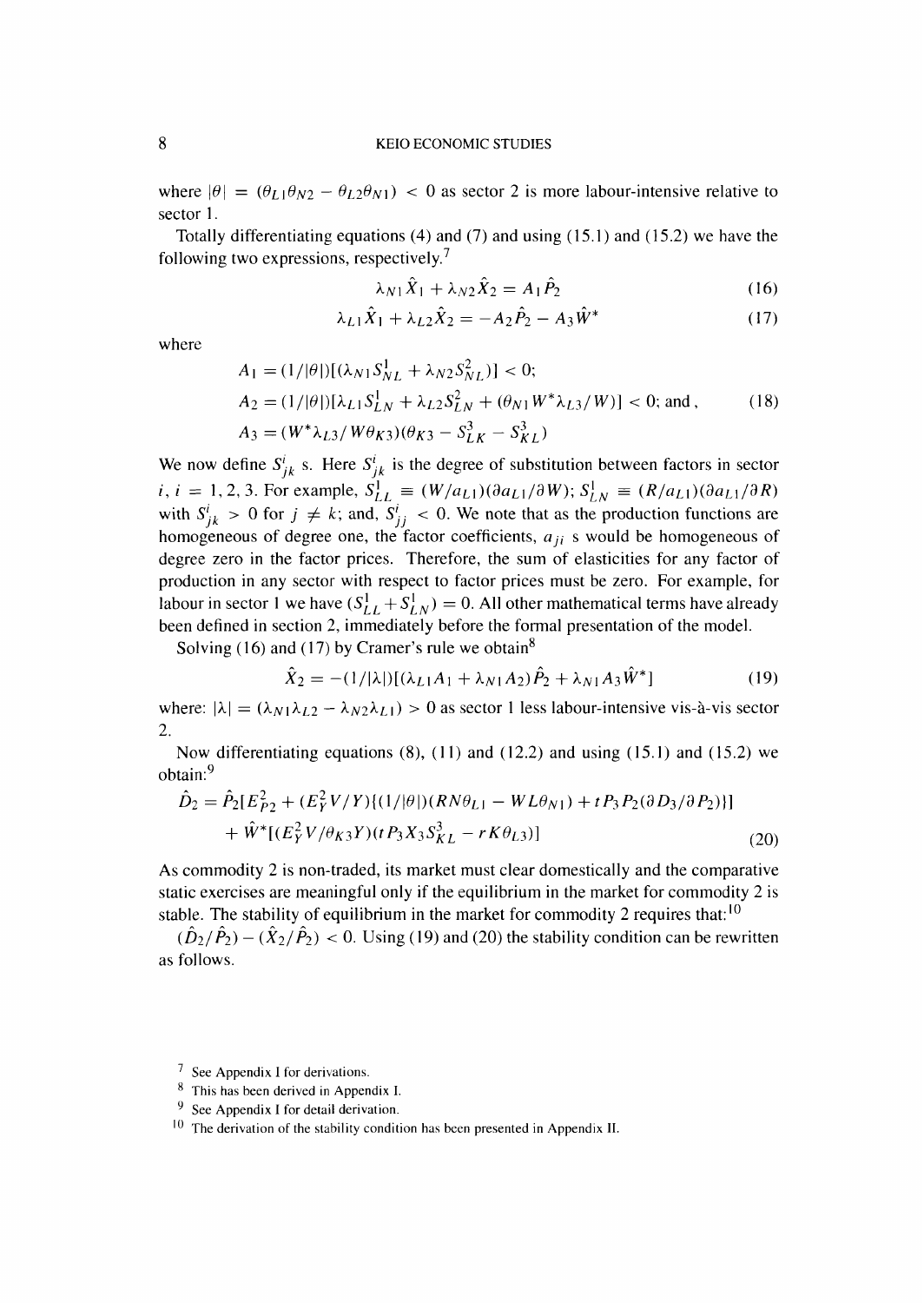where $|\theta| = (\theta_{L1}\theta_{N2} - \theta_{L2}\theta_{N1}) < 0$ as sector 2 is more labour-intensive relative to sector 1.

Totally differentiating equations (4) and (7) and using (15.1) and (15.2) we have the following two expressions, respectively.[7]

$$\lambda_{N1}\hat{X}_1 + \lambda_{N2}\hat{X}_2 = A_1\hat{P}_2 \tag{16}$$

$$\lambda_{L1}\hat{X}_1 + \lambda_{L2}\hat{X}_2 = -A_2\hat{P}_2 - A_3\hat{W}^* \tag{17}$$

where

$$\begin{aligned}
A_1 &= (1/|\theta|)[(\lambda_{N1}S^1_{NL} + \lambda_{N2}S^2_{NL})] < 0; \\
A_2 &= (1/|\theta|)[\lambda_{L1}S^1_{LN} + \lambda_{L2}S^2_{LN} + (\theta_{N1}W^*\lambda_{L3}/W)] < 0; \text{ and}, \\
A_3 &= (W^*\lambda_{L3}/W\theta_{K3})(\theta_{K3} - S^3_{LK} - S^3_{KL})
\end{aligned} \tag{18}$$

We now define $S^i_{jk}$ s. Here $S^i_{jk}$ is the degree of substitution between factors in sector $i$, $i = 1, 2, 3$. For example, $S^1_{LL} \equiv (W/a_{L1})(\partial a_{L1}/\partial W)$; $S^1_{LN} \equiv (R/a_{L1})(\partial a_{L1}/\partial R)$ with $S^i_{jk} > 0$ for $j \neq k$; and, $S^i_{jj} < 0$. We note that as the production functions are homogeneous of degree one, the factor coefficients, $a_{ji}$ s would be homogeneous of degree zero in the factor prices. Therefore, the sum of elasticities for any factor of production in any sector with respect to factor prices must be zero. For example, for labour in sector 1 we have $(S^1_{LL} + S^1_{LN}) = 0$. All other mathematical terms have already been defined in section 2, immediately before the formal presentation of the model.

Solving (16) and (17) by Cramer's rule we obtain[8]

$$\hat{X}_2 = -(1/|\lambda|)[(\lambda_{L1}A_1 + \lambda_{N1}A_2)\hat{P}_2 + \lambda_{N1}A_3\hat{W}^*] \tag{19}$$

where: $|\lambda| = (\lambda_{N1}\lambda_{L2} - \lambda_{N2}\lambda_{L1}) > 0$ as sector 1 less labour-intensive vis-à-vis sector 2.

Now differentiating equations (8), (11) and (12.2) and using (15.1) and (15.2) we obtain:[9]

$$\begin{aligned}
\hat{D}_2 = \hat{P}_2[E^2_{P2} + (E^2_Y V/Y)\{(1/|\theta|)(RN\theta_{L1} - WL\theta_{N1}) + tP_3P_2(\partial D_3/\partial P_2)\}] \\
+ \hat{W}^*[(E^2_Y V/\theta_{K3}Y)(tP_3X_3S^3_{KL} - rK\theta_{L3})]
\end{aligned} \tag{20}$$

As commodity 2 is non-traded, its market must clear domestically and the comparative static exercises are meaningful only if the equilibrium in the market for commodity 2 is stable. The stability of equilibrium in the market for commodity 2 requires that:[10]

$(\hat{D}_2/\hat{P}_2) - (\hat{X}_2/\hat{P}_2) < 0$. Using (19) and (20) the stability condition can be rewritten as follows.

---

[7] See Appendix I for derivations.

[8] This has been derived in Appendix I.

[9] See Appendix I for detail derivation.

[10] The derivation of the stability condition has been presented in Appendix II.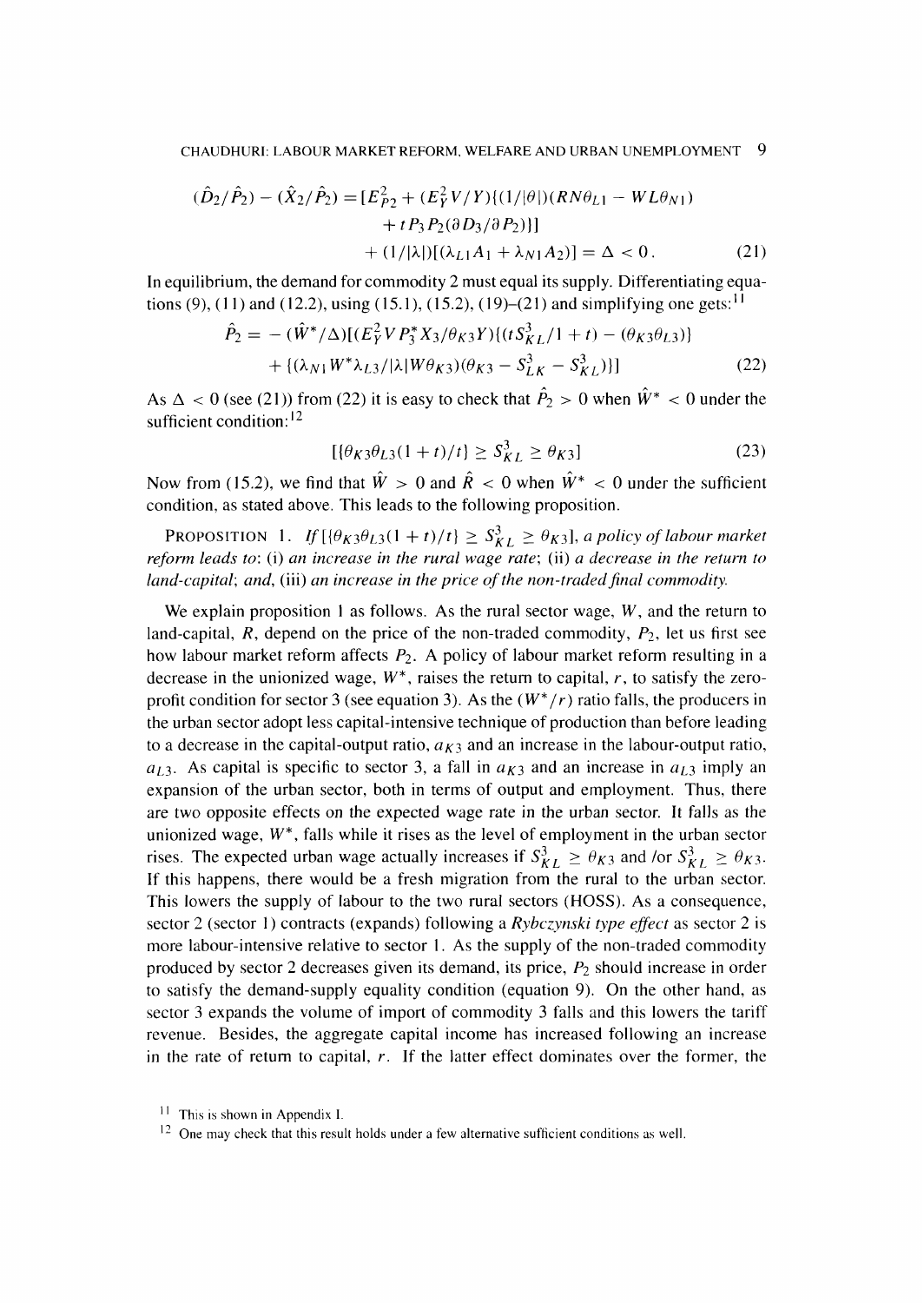$$(\hat{D}_2/\hat{P}_2) - (\hat{X}_2/\hat{P}_2) = [E_{P2}^2 + (E_Y^2 V/Y)\{(1/|\theta|)(RN\theta_{L1} - WL\theta_{N1}) + tP_3P_2(\partial D_3/\partial P_2)\}] + (1/|\lambda|)[(\lambda_{L1}A_1 + \lambda_{N1}A_2)] = \Delta < 0. \tag{21}$$

In equilibrium, the demand for commodity 2 must equal its supply. Differentiating equations (9), (11) and (12.2), using (15.1), (15.2), (19)–(21) and simplifying one gets:[11]

$$\hat{P}_2 = -(\hat{W}^*/\Delta)[(E_Y^2 V P_3^* X_3/\theta_{K3} Y)\{(tS_{KL}^3/1+t) - (\theta_{K3}\theta_{L3})\} + \{(\lambda_{N1}W^*\lambda_{L3}/|\lambda| W\theta_{K3})(\theta_{K3} - S_{LK}^3 - S_{KL}^3)\}] \tag{22}$$

As $\Delta < 0$ (see (21)) from (22) it is easy to check that $\hat{P}_2 > 0$ when $\hat{W}^* < 0$ under the sufficient condition:[12]

$$[\{\theta_{K3}\theta_{L3}(1+t)/t\} \geq S_{KL}^3 \geq \theta_{K3}] \tag{23}$$

Now from (15.2), we find that $\hat{W} > 0$ and $\hat{R} < 0$ when $\hat{W}^* < 0$ under the sufficient condition, as stated above. This leads to the following proposition.

PROPOSITION 1. *If* $[\{\theta_{K3}\theta_{L3}(1+t)/t\} \geq S_{KL}^3 \geq \theta_{K3}]$, *a policy of labour market reform leads to*: (i) *an increase in the rural wage rate*; (ii) *a decrease in the return to land-capital*; *and*, (iii) *an increase in the price of the non-traded final commodity*.

We explain proposition 1 as follows. As the rural sector wage, $W$, and the return to land-capital, $R$, depend on the price of the non-traded commodity, $P_2$, let us first see how labour market reform affects $P_2$. A policy of labour market reform resulting in a decrease in the unionized wage, $W^*$, raises the return to capital, $r$, to satisfy the zero-profit condition for sector 3 (see equation 3). As the $(W^*/r)$ ratio falls, the producers in the urban sector adopt less capital-intensive technique of production than before leading to a decrease in the capital-output ratio, $a_{K3}$ and an increase in the labour-output ratio, $a_{L3}$. As capital is specific to sector 3, a fall in $a_{K3}$ and an increase in $a_{L3}$ imply an expansion of the urban sector, both in terms of output and employment. Thus, there are two opposite effects on the expected wage rate in the urban sector. It falls as the unionized wage, $W^*$, falls while it rises as the level of employment in the urban sector rises. The expected urban wage actually increases if $S_{KL}^3 \geq \theta_{K3}$ and /or $S_{KL}^3 \geq \theta_{K3}$. If this happens, there would be a fresh migration from the rural to the urban sector. This lowers the supply of labour to the two rural sectors (HOSS). As a consequence, sector 2 (sector 1) contracts (expands) following a *Rybczynski type effect* as sector 2 is more labour-intensive relative to sector 1. As the supply of the non-traded commodity produced by sector 2 decreases given its demand, its price, $P_2$ should increase in order to satisfy the demand-supply equality condition (equation 9). On the other hand, as sector 3 expands the volume of import of commodity 3 falls and this lowers the tariff revenue. Besides, the aggregate capital income has increased following an increase in the rate of return to capital, $r$. If the latter effect dominates over the former, the

[11] This is shown in Appendix I.

[12] One may check that this result holds under a few alternative sufficient conditions as well.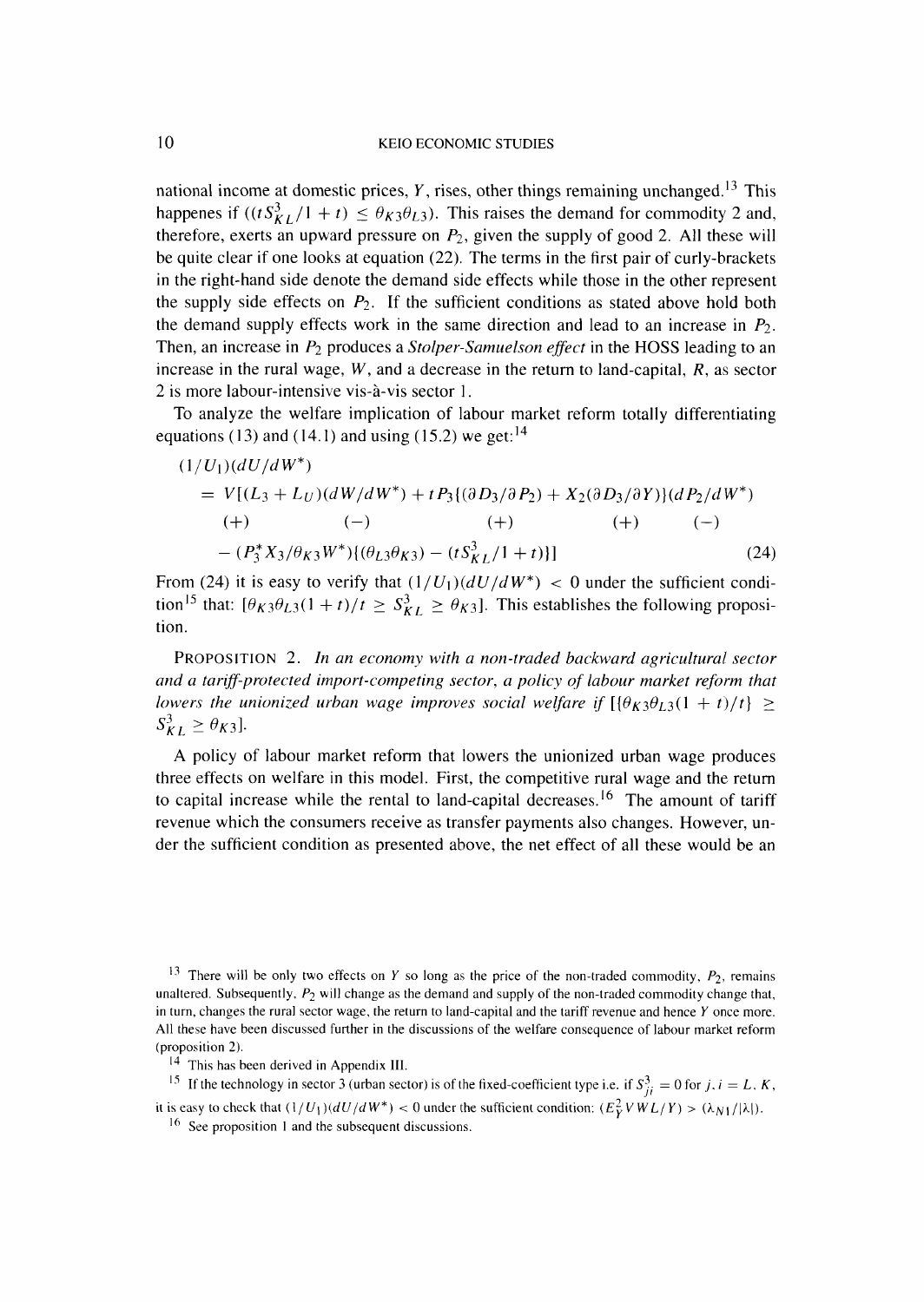national income at domestic prices, $Y$, rises, other things remaining unchanged.[13] This happenes if $((tS^3_{KL}/1+t) \leq \theta_{K3}\theta_{L3})$. This raises the demand for commodity 2 and, therefore, exerts an upward pressure on $P_2$, given the supply of good 2. All these will be quite clear if one looks at equation (22). The terms in the first pair of curly-brackets in the right-hand side denote the demand side effects while those in the other represent the supply side effects on $P_2$. If the sufficient conditions as stated above hold both the demand supply effects work in the same direction and lead to an increase in $P_2$. Then, an increase in $P_2$ produces a *Stolper-Samuelson effect* in the HOSS leading to an increase in the rural wage, $W$, and a decrease in the return to land-capital, $R$, as sector 2 is more labour-intensive vis-à-vis sector 1.

To analyze the welfare implication of labour market reform totally differentiating equations (13) and (14.1) and using (15.2) we get:[14]

$$
\begin{aligned}
&(1/U_1)(dU/dW^*) \\
&= V[(L_3 + L_U)(dW/dW^*) + tP_3\{(\partial D_3/\partial P_2) + X_2(\partial D_3/\partial Y)\}(dP_2/dW^*) \\
&\quad\ (+) \qquad\qquad (-) \qquad\qquad\qquad (+) \qquad\qquad\qquad (+) \qquad\qquad (-) \\
&\quad - (P_3^* X_3/\theta_{K3}W^*)\{(\theta_{L3}\theta_{K3}) - (tS^3_{KL}/1+t)\}] \qquad\qquad (24)
\end{aligned}
$$

From (24) it is easy to verify that $(1/U_1)(dU/dW^*) < 0$ under the sufficient condition[15] that: $[\theta_{K3}\theta_{L3}(1+t)/t \geq S^3_{KL} \geq \theta_{K3}]$. This establishes the following proposition.

PROPOSITION 2. *In an economy with a non-traded backward agricultural sector and a tariff-protected import-competing sector, a policy of labour market reform that lowers the unionized urban wage improves social welfare if* $[\{\theta_{K3}\theta_{L3}(1+t)/t\} \geq S^3_{KL} \geq \theta_{K3}]$.

A policy of labour market reform that lowers the unionized urban wage produces three effects on welfare in this model. First, the competitive rural wage and the return to capital increase while the rental to land-capital decreases.[16] The amount of tariff revenue which the consumers receive as transfer payments also changes. However, under the sufficient condition as presented above, the net effect of all these would be an

---

[13] There will be only two effects on $Y$ so long as the price of the non-traded commodity, $P_2$, remains unaltered. Subsequently, $P_2$ will change as the demand and supply of the non-traded commodity change that, in turn, changes the rural sector wage, the return to land-capital and the tariff revenue and hence $Y$ once more. All these have been discussed further in the discussions of the welfare consequence of labour market reform (proposition 2).

[14] This has been derived in Appendix III.

[15] If the technology in sector 3 (urban sector) is of the fixed-coefficient type i.e. if $S^3_{ji} = 0$ for $j, i = L, K$, it is easy to check that $(1/U_1)(dU/dW^*) < 0$ under the sufficient condition: $(E^2_Y VWL/Y) > (\lambda_{N1}/|\lambda|)$.

[16] See proposition 1 and the subsequent discussions.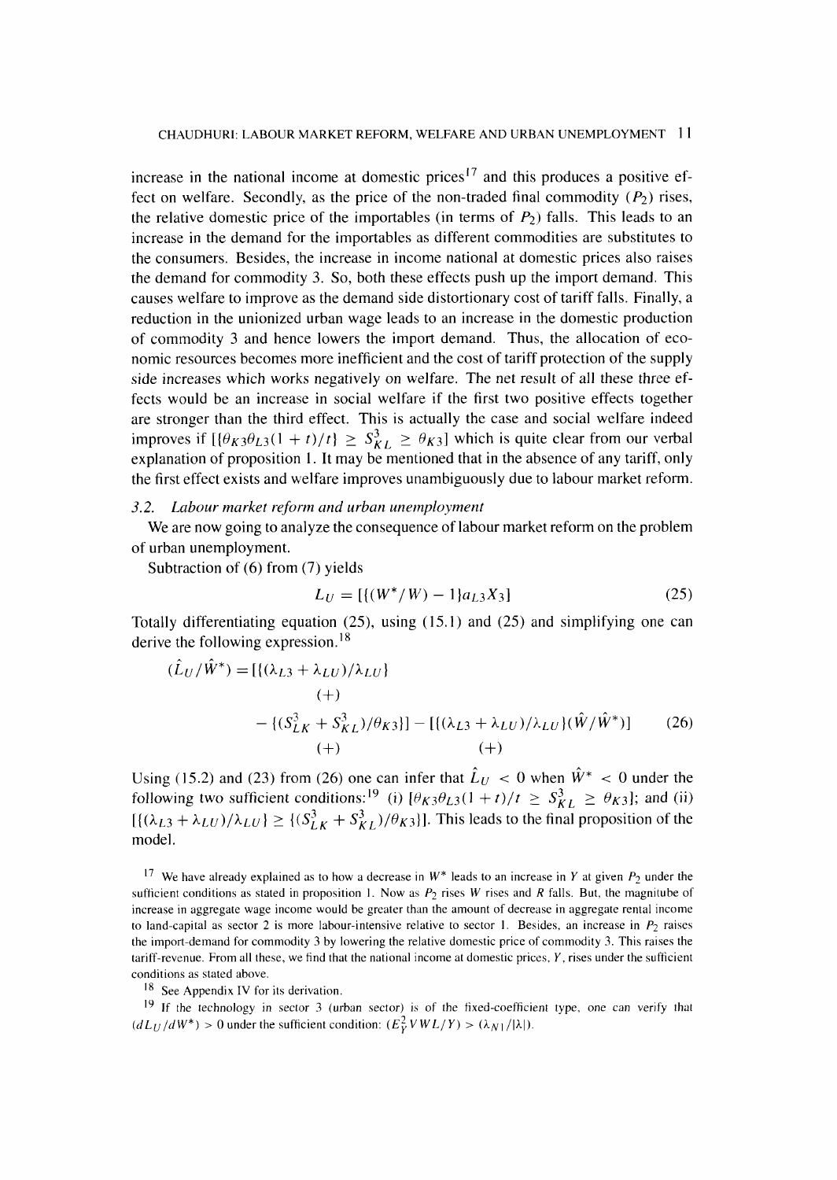increase in the national income at domestic prices[17] and this produces a positive effect on welfare. Secondly, as the price of the non-traded final commodity ($P_2$) rises, the relative domestic price of the importables (in terms of $P_2$) falls. This leads to an increase in the demand for the importables as different commodities are substitutes to the consumers. Besides, the increase in income national at domestic prices also raises the demand for commodity 3. So, both these effects push up the import demand. This causes welfare to improve as the demand side distortionary cost of tariff falls. Finally, a reduction in the unionized urban wage leads to an increase in the domestic production of commodity 3 and hence lowers the import demand. Thus, the allocation of economic resources becomes more inefficient and the cost of tariff protection of the supply side increases which works negatively on welfare. The net result of all these three effects would be an increase in social welfare if the first two positive effects together are stronger than the third effect. This is actually the case and social welfare indeed improves if $[\{\theta_{K3}\theta_{L3}(1+t)/t\} \geq S^3_{KL} \geq \theta_{K3}]$ which is quite clear from our verbal explanation of proposition 1. It may be mentioned that in the absence of any tariff, only the first effect exists and welfare improves unambiguously due to labour market reform.

### *3.2. Labour market reform and urban unemployment*

We are now going to analyze the consequence of labour market reform on the problem of urban unemployment.

Subtraction of (6) from (7) yields

$$L_U = [\{(W^*/W) - 1\}a_{L3}X_3] \tag{25}$$

Totally differentiating equation (25), using (15.1) and (25) and simplifying one can derive the following expression.[18]

$$(\hat{L}_U/\hat{W}^*) = [\underset{(+)}{\{(\lambda_{L3}+\lambda_{LU})/\lambda_{LU}\}} - \underset{(+)}{\{(S^3_{LK}+S^3_{KL})/\theta_{K3}\}}] - [\underset{(+)}{\{(\lambda_{L3}+\lambda_{LU})/\lambda_{LU}\}}(\hat{W}/\hat{W}^*)] \tag{26}$$

Using (15.2) and (23) from (26) one can infer that $\hat{L}_U < 0$ when $\hat{W}^* < 0$ under the following two sufficient conditions:[19] (i) $[\theta_{K3}\theta_{L3}(1+t)/t \geq S^3_{KL} \geq \theta_{K3}]$; and (ii) $[\{(\lambda_{L3}+\lambda_{LU})/\lambda_{LU}\} \geq \{(S^3_{LK}+S^3_{KL})/\theta_{K3}\}]$. This leads to the final proposition of the model.

[17] We have already explained as to how a decrease in $W^*$ leads to an increase in $Y$ at given $P_2$ under the sufficient conditions as stated in proposition 1. Now as $P_2$ rises $W$ rises and $R$ falls. But, the magnitube of increase in aggregate wage income would be greater than the amount of decrease in aggregate rental income to land-capital as sector 2 is more labour-intensive relative to sector 1. Besides, an increase in $P_2$ raises the import-demand for commodity 3 by lowering the relative domestic price of commodity 3. This raises the tariff-revenue. From all these, we find that the national income at domestic prices, $Y$, rises under the sufficient conditions as stated above.

[18] See Appendix IV for its derivation.

[19] If the technology in sector 3 (urban sector) is of the fixed-coefficient type, one can verify that $(dL_U/dW^*) > 0$ under the sufficient condition: $(E^2_Y VWL/Y) > (\lambda_{N1}/|\lambda|)$.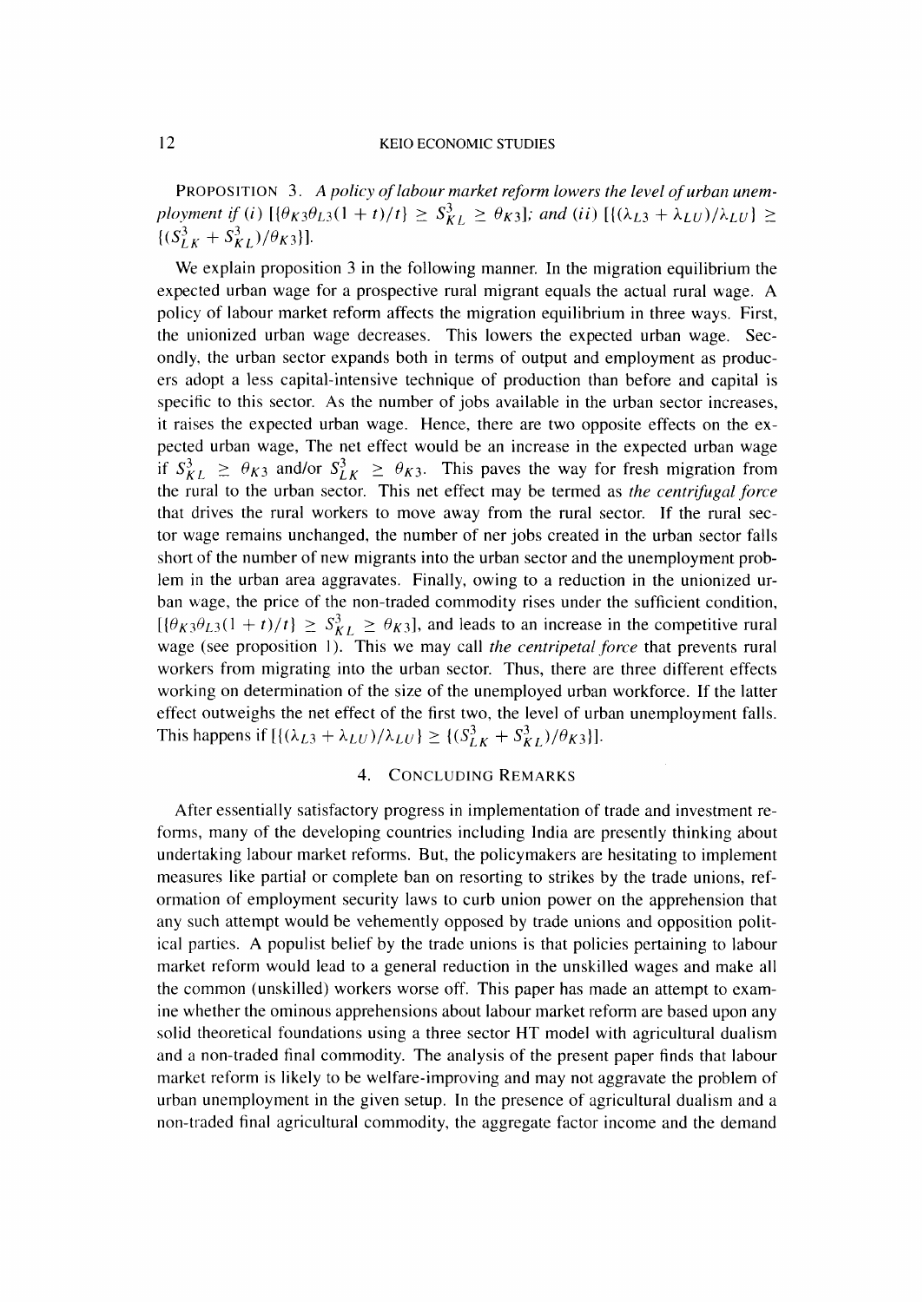**Proposition 3.** *A policy of labour market reform lowers the level of urban unemployment if* (*i*) $[\{\theta_{K3}\theta_{L3}(1+t)/t\} \geq S^3_{KL} \geq \theta_{K3}]$*; and* (*ii*) $[\{(\lambda_{L3}+\lambda_{LU})/\lambda_{LU}\} \geq \{(S^3_{LK}+S^3_{KL})/\theta_{K3}\}]$.

We explain proposition 3 in the following manner. In the migration equilibrium the expected urban wage for a prospective rural migrant equals the actual rural wage. A policy of labour market reform affects the migration equilibrium in three ways. First, the unionized urban wage decreases. This lowers the expected urban wage. Secondly, the urban sector expands both in terms of output and employment as producers adopt a less capital-intensive technique of production than before and capital is specific to this sector. As the number of jobs available in the urban sector increases, it raises the expected urban wage. Hence, there are two opposite effects on the expected urban wage, The net effect would be an increase in the expected urban wage if $S^3_{KL} \geq \theta_{K3}$ and/or $S^3_{LK} \geq \theta_{K3}$. This paves the way for fresh migration from the rural to the urban sector. This net effect may be termed as *the centrifugal force* that drives the rural workers to move away from the rural sector. If the rural sector wage remains unchanged, the number of ner jobs created in the urban sector falls short of the number of new migrants into the urban sector and the unemployment problem in the urban area aggravates. Finally, owing to a reduction in the unionized urban wage, the price of the non-traded commodity rises under the sufficient condition, $[\{\theta_{K3}\theta_{L3}(1+t)/t\} \geq S^3_{KL} \geq \theta_{K3}]$, and leads to an increase in the competitive rural wage (see proposition 1). This we may call *the centripetal force* that prevents rural workers from migrating into the urban sector. Thus, there are three different effects working on determination of the size of the unemployed urban workforce. If the latter effect outweighs the net effect of the first two, the level of urban unemployment falls. This happens if $[\{(\lambda_{L3}+\lambda_{LU})/\lambda_{LU}\} \geq \{(S^3_{LK}+S^3_{KL})/\theta_{K3}\}]$.

## 4. Concluding Remarks

After essentially satisfactory progress in implementation of trade and investment reforms, many of the developing countries including India are presently thinking about undertaking labour market reforms. But, the policymakers are hesitating to implement measures like partial or complete ban on resorting to strikes by the trade unions, reformation of employment security laws to curb union power on the apprehension that any such attempt would be vehemently opposed by trade unions and opposition political parties. A populist belief by the trade unions is that policies pertaining to labour market reform would lead to a general reduction in the unskilled wages and make all the common (unskilled) workers worse off. This paper has made an attempt to examine whether the ominous apprehensions about labour market reform are based upon any solid theoretical foundations using a three sector HT model with agricultural dualism and a non-traded final commodity. The analysis of the present paper finds that labour market reform is likely to be welfare-improving and may not aggravate the problem of urban unemployment in the given setup. In the presence of agricultural dualism and a non-traded final agricultural commodity, the aggregate factor income and the demand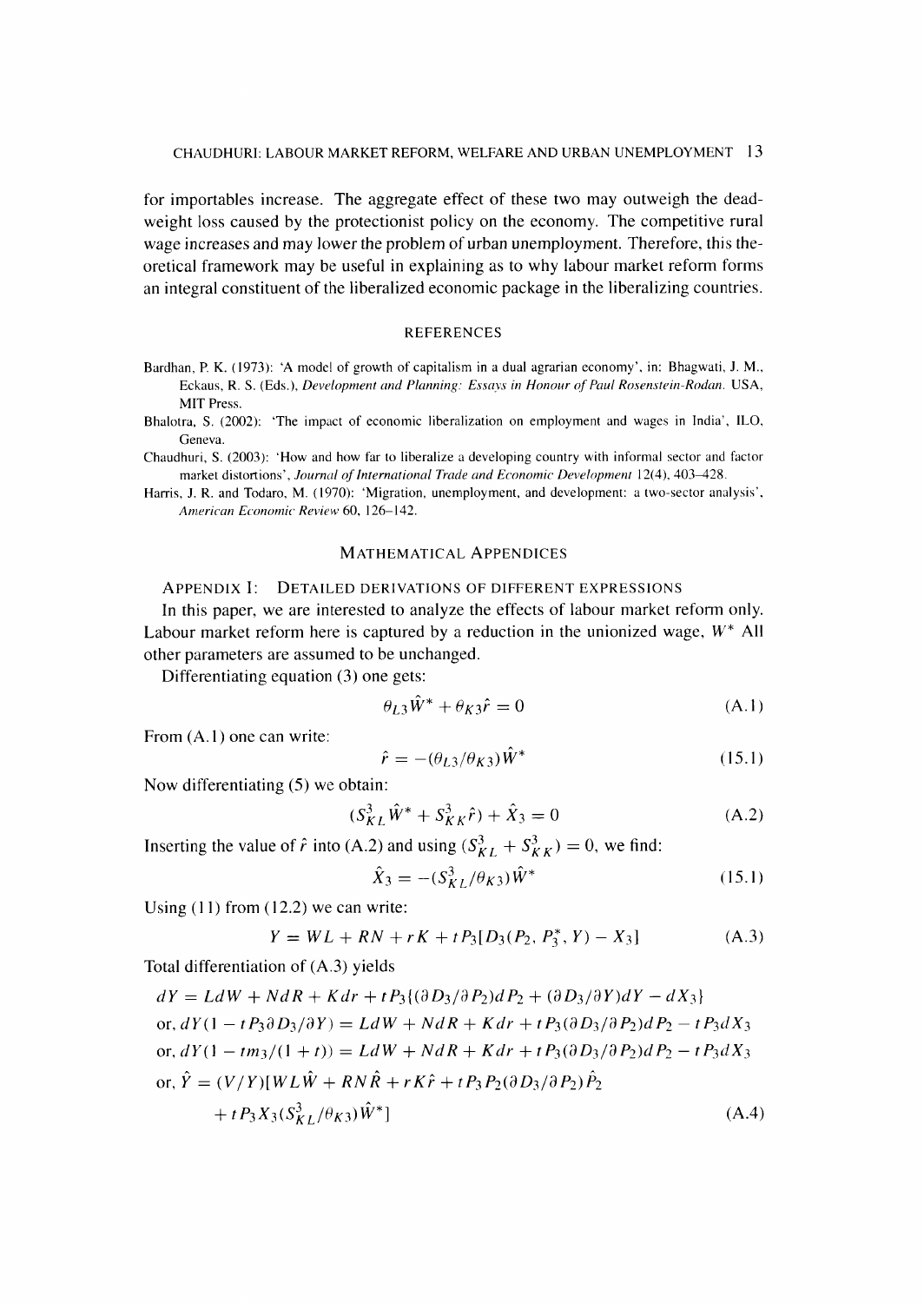for importables increase. The aggregate effect of these two may outweigh the dead-weight loss caused by the protectionist policy on the economy. The competitive rural wage increases and may lower the problem of urban unemployment. Therefore, this theoretical framework may be useful in explaining as to why labour market reform forms an integral constituent of the liberalized economic package in the liberalizing countries.

## REFERENCES

Bardhan, P. K. (1973): 'A model of growth of capitalism in a dual agrarian economy', in: Bhagwati, J. M., Eckaus, R. S. (Eds.), *Development and Planning: Essays in Honour of Paul Rosenstein-Rodan*. USA, MIT Press.

Bhalotra, S. (2002): 'The impact of economic liberalization on employment and wages in India', ILO, Geneva.

Chaudhuri, S. (2003): 'How and how far to liberalize a developing country with informal sector and factor market distortions', *Journal of International Trade and Economic Development* 12(4), 403–428.

Harris, J. R. and Todaro, M. (1970): 'Migration, unemployment, and development: a two-sector analysis', *American Economic Review* 60, 126–142.

## MATHEMATICAL APPENDICES

### APPENDIX I: DETAILED DERIVATIONS OF DIFFERENT EXPRESSIONS

In this paper, we are interested to analyze the effects of labour market reform only. Labour market reform here is captured by a reduction in the unionized wage, $W^*$ All other parameters are assumed to be unchanged.

Differentiating equation (3) one gets:

$$\theta_{L3}\hat{W}^* + \theta_{K3}\hat{r} = 0 \tag{A.1}$$

From (A.1) one can write:

$$\hat{r} = -(\theta_{L3}/\theta_{K3})\hat{W}^* \tag{15.1}$$

Now differentiating (5) we obtain:

$$(S^3_{KL}\hat{W}^* + S^3_{KK}\hat{r}) + \hat{X}_3 = 0 \tag{A.2}$$

Inserting the value of $\hat{r}$ into (A.2) and using $(S^3_{KL} + S^3_{KK}) = 0$, we find:

$$\hat{X}_3 = -(S^3_{KL}/\theta_{K3})\hat{W}^* \tag{15.1}$$

Using (11) from (12.2) we can write:

$$Y = WL + RN + rK + tP_3[D_3(P_2, P_3^*, Y) - X_3] \tag{A.3}$$

Total differentiation of (A.3) yields

$$dY = LdW + NdR + Kdr + tP_3\{(\partial D_3/\partial P_2)dP_2 + (\partial D_3/\partial Y)dY - dX_3\}$$

$$\text{or, } dY(1 - tP_3\partial D_3/\partial Y) = LdW + NdR + Kdr + tP_3(\partial D_3/\partial P_2)dP_2 - tP_3 dX_3$$

$$\text{or, } dY(1 - tm_3/(1+t)) = LdW + NdR + Kdr + tP_3(\partial D_3/\partial P_2)dP_2 - tP_3 dX_3$$

$$\text{or, } \hat{Y} = (V/Y)[WL\hat{W} + RN\hat{R} + rK\hat{r} + tP_3P_2(\partial D_3/\partial P_2)\hat{P}_2 + tP_3X_3(S^3_{KL}/\theta_{K3})\hat{W}^*] \tag{A.4}$$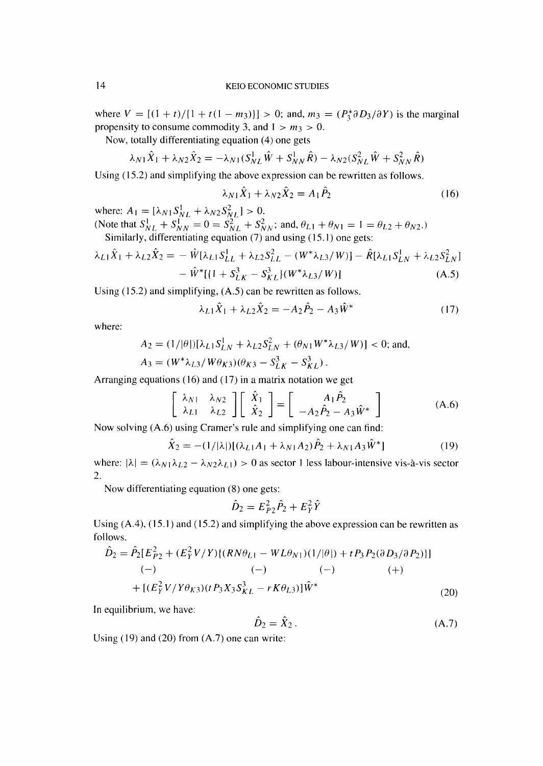where $V = [(1+t)/\{1+t(1-m_3)\}] > 0$; and, $m_3 = (P_3^* \partial D_3/\partial Y)$ is the marginal propensity to consume commodity 3, and $1 > m_3 > 0$.

Now, totally differentiating equation (4) one gets

$$\lambda_{N1}\hat{X}_1 + \lambda_{N2}\hat{X}_2 = -\lambda_{N1}(S_{NL}^1 \hat{W} + S_{NN}^1 \hat{R}) - \lambda_{N2}(S_{NL}^2 \hat{W} + S_{NN}^2 \hat{R})$$

Using (15.2) and simplifying the above expression can be rewritten as follows.

$$\lambda_{N1}\hat{X}_1 + \lambda_{N2}\hat{X}_2 = A_1 \hat{P}_2 \tag{16}$$

where: $A_1 = [\lambda_{N1} S_{NL}^1 + \lambda_{N2} S_{NL}^2] > 0$.

(Note that $S_{NL}^1 + S_{NN}^1 = 0 = S_{NL}^2 + S_{NN}^2$; and, $\theta_{L1} + \theta_{N1} = 1 = \theta_{L2} + \theta_{N2}$.)

Similarly, differentiating equation (7) and using (15.1) one gets:

$$\begin{aligned}\lambda_{L1}\hat{X}_1 + \lambda_{L2}\hat{X}_2 = &- \hat{W}[\lambda_{L1} S_{LL}^1 + \lambda_{L2} S_{LL}^2 - (W^* \lambda_{L3}/W)] - \hat{R}[\lambda_{L1} S_{LN}^1 + \lambda_{L2} S_{LN}^2] \\ &- \hat{W}^*[\{1 + S_{LK}^3 - S_{KL}^3\}(W^* \lambda_{L3}/W)]\end{aligned} \tag{A.5}$$

Using (15.2) and simplifying, (A.5) can be rewritten as follows.

$$\lambda_{L1}\hat{X}_1 + \lambda_{L2}\hat{X}_2 = -A_2 \hat{P}_2 - A_3 \hat{W}^* \tag{17}$$

where:

$$A_2 = (1/|\theta|)[\lambda_{L1} S_{LN}^1 + \lambda_{L2} S_{LN}^2 + (\theta_{N1} W^* \lambda_{L3}/W)] < 0; \text{ and,}$$

$$A_3 = (W^* \lambda_{L3}/W \theta_{K3})(\theta_{K3} - S_{LK}^3 - S_{KL}^3).$$

Arranging equations (16) and (17) in a matrix notation we get

$$\begin{bmatrix} \lambda_{N1} & \lambda_{N2} \\ \lambda_{L1} & \lambda_{L2} \end{bmatrix} \begin{bmatrix} \hat{X}_1 \\ \hat{X}_2 \end{bmatrix} = \begin{bmatrix} A_1 \hat{P}_2 \\ -A_2 \hat{P}_2 - A_3 \hat{W}^* \end{bmatrix} \tag{A.6}$$

Now solving (A.6) using Cramer's rule and simplifying one can find:

$$\hat{X}_2 = -(1/|\lambda|)[(\lambda_{L1} A_1 + \lambda_{N1} A_2)\hat{P}_2 + \lambda_{N1} A_3 \hat{W}^*] \tag{19}$$

where: $|\lambda| = (\lambda_{N1}\lambda_{L2} - \lambda_{N2}\lambda_{L1}) > 0$ as sector 1 less labour-intensive vis-à-vis sector 2.

Now differentiating equation (8) one gets:

$$\hat{D}_2 = E_{P2}^2 \hat{P}_2 + E_Y^2 \hat{Y}$$

Using (A.4), (15.1) and (15.2) and simplifying the above expression can be rewritten as follows.

$$\begin{aligned}\hat{D}_2 = \hat{P}_2[&\underset{(-)}{E_{P2}^2} + (E_Y^2 V/Y)\{(\underset{(-)}{RN\theta_{L1} - WL\theta_{N1}})(1/\underset{(-)}{|\theta|}) + \underset{(+)}{tP_3 P_2(\partial D_3/\partial P_2)}\}] \\ &+ [(E_Y^2 V/Y\theta_{K3})(tP_3 X_3 S_{KL}^3 - rK\theta_{L3})]\hat{W}^*\end{aligned} \tag{20}$$

In equilibrium, we have:

$$\hat{D}_2 = \hat{X}_2. \tag{A.7}$$

Using (19) and (20) from (A.7) one can write: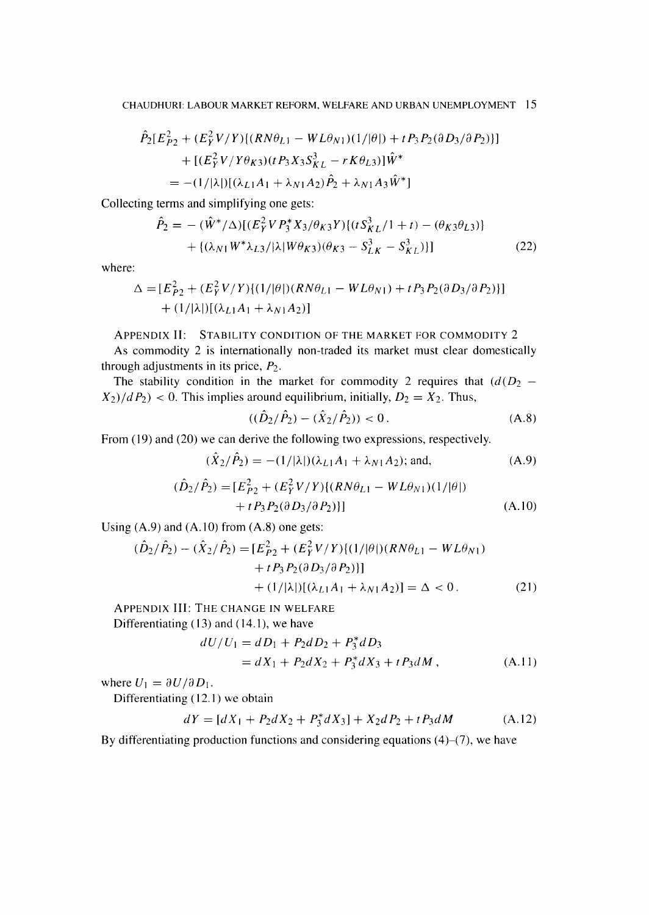$$
\begin{aligned}
&\hat{P}_2[E_{P2}^2 + (E_Y^2 V/Y)\{(RN\theta_{L1} - WL\theta_{N1})(1/|\theta|) + tP_3P_2(\partial D_3/\partial P_2)\}] \\
&\quad + [(E_Y^2 V/Y\theta_{K3})(tP_3X_3S_{KL}^3 - rK\theta_{L3})]\hat{W}^* \\
&= -(1/|\lambda|)[(\lambda_{L1}A_1 + \lambda_{N1}A_2)\hat{P}_2 + \lambda_{N1}A_3\hat{W}^*]
\end{aligned}
$$

Collecting terms and simplifying one gets:

$$
\begin{aligned}
\hat{P}_2 = &-(\hat{W}^*/\Delta)[(E_Y^2 V P_3^* X_3/\theta_{K3}Y)\{(tS_{KL}^3/1+t) - (\theta_{K3}\theta_{L3})\} \\
&+ \{(\lambda_{N1}W^*\lambda_{L3}/|\lambda|W\theta_{K3})(\theta_{K3} - S_{LK}^3 - S_{KL}^3)\}] \qquad (22)
\end{aligned}
$$

where:

$$
\begin{aligned}
\Delta = &[E_{P2}^2 + (E_Y^2 V/Y)\{(1/|\theta|)(RN\theta_{L1} - WL\theta_{N1}) + tP_3P_2(\partial D_3/\partial P_2)\}] \\
&+ (1/|\lambda|)[(\lambda_{L1}A_1 + \lambda_{N1}A_2)]
\end{aligned}
$$

## Appendix II: Stability Condition of the Market for Commodity 2

As commodity 2 is internationally non-traded its market must clear domestically through adjustments in its price, $P_2$.

The stability condition in the market for commodity 2 requires that $(d(D_2 - X_2)/dP_2) < 0$. This implies around equilibrium, initially, $D_2 = X_2$. Thus,

$$
((\hat{D}_2/\hat{P}_2) - (\hat{X}_2/\hat{P}_2)) < 0 . \qquad (A.8)
$$

From (19) and (20) we can derive the following two expressions, respectively.

$$
(\hat{X}_2/\hat{P}_2) = -(1/|\lambda|)(\lambda_{L1}A_1 + \lambda_{N1}A_2);\text{ and,} \qquad (A.9)
$$

$$
\begin{aligned}
(\hat{D}_2/\hat{P}_2) = &[E_{P2}^2 + (E_Y^2 V/Y)\{(RN\theta_{L1} - WL\theta_{N1})(1/|\theta|) \\
&+ tP_3P_2(\partial D_3/\partial P_2)\}] \qquad (A.10)
\end{aligned}
$$

Using (A.9) and (A.10) from (A.8) one gets:

$$
\begin{aligned}
(\hat{D}_2/\hat{P}_2) - (\hat{X}_2/\hat{P}_2) = &[E_{P2}^2 + (E_Y^2 V/Y)\{(1/|\theta|)(RN\theta_{L1} - WL\theta_{N1}) \\
&+ tP_3P_2(\partial D_3/\partial P_2)\}] \\
&+ (1/|\lambda|)[(\lambda_{L1}A_1 + \lambda_{N1}A_2)] = \Delta < 0 . \qquad (21)
\end{aligned}
$$

## Appendix III: The Change in Welfare

Differentiating (13) and (14.1), we have

$$
\begin{aligned}
dU/U_1 &= dD_1 + P_2dD_2 + P_3^*dD_3 \\
&= dX_1 + P_2dX_2 + P_3^*dX_3 + tP_3dM , \qquad (A.11)
\end{aligned}
$$

where $U_1 = \partial U/\partial D_1$.

Differentiating (12.1) we obtain

$$
dY = [dX_1 + P_2dX_2 + P_3^*dX_3] + X_2dP_2 + tP_3dM \qquad (A.12)
$$

By differentiating production functions and considering equations (4)–(7), we have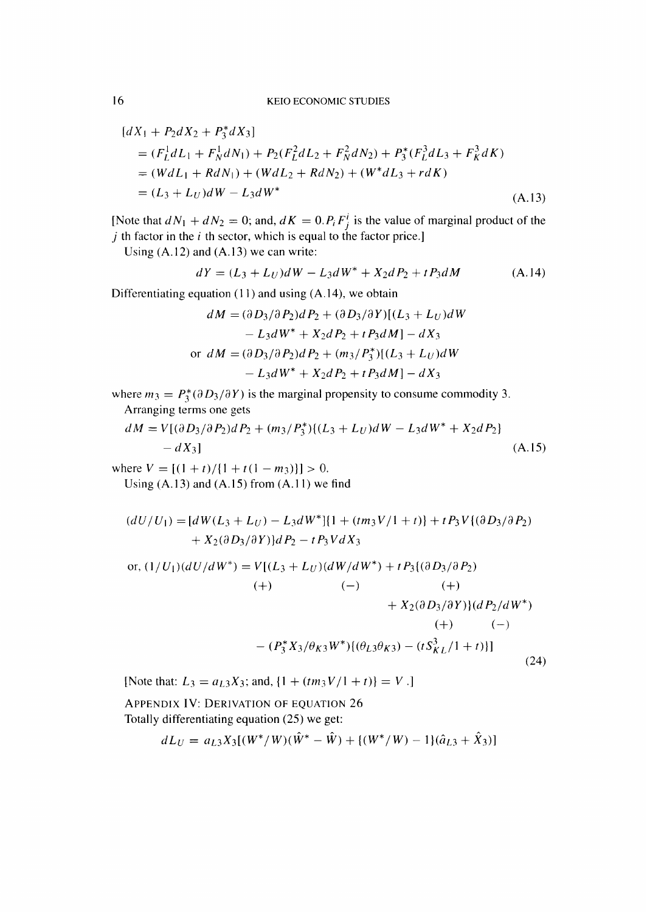$$
\begin{aligned}
&[dX_1 + P_2 dX_2 + P_3^* dX_3] \\
&= (F_L^1 dL_1 + F_N^1 dN_1) + P_2(F_L^2 dL_2 + F_N^2 dN_2) + P_3^*(F_L^3 dL_3 + F_K^3 dK) \\
&= (W dL_1 + R dN_1) + (W dL_2 + R dN_2) + (W^* dL_3 + r dK) \\
&= (L_3 + L_U) dW - L_3 dW^* \qquad \text{(A.13)}
\end{aligned}
$$

[Note that $dN_1 + dN_2 = 0$; and, $dK = 0. P_i F_j^i$ is the value of marginal product of the $j$ th factor in the $i$ th sector, which is equal to the factor price.]

Using (A.12) and (A.13) we can write:

$$
dY = (L_3 + L_U) dW - L_3 dW^* + X_2 dP_2 + t P_3 dM \qquad \text{(A.14)}
$$

Differentiating equation (11) and using (A.14), we obtain

$$
\begin{aligned}
dM &= (\partial D_3/\partial P_2) dP_2 + (\partial D_3/\partial Y)[(L_3 + L_U) dW \\
&\quad - L_3 dW^* + X_2 dP_2 + t P_3 dM] - dX_3 \\
\text{or } dM &= (\partial D_3/\partial P_2) dP_2 + (m_3/P_3^*)[(L_3 + L_U) dW \\
&\quad - L_3 dW^* + X_2 dP_2 + t P_3 dM] - dX_3
\end{aligned}
$$

where $m_3 = P_3^*(\partial D_3/\partial Y)$ is the marginal propensity to consume commodity 3.

Arranging terms one gets

$$
\begin{aligned}
dM = V[(\partial D_3/\partial P_2) dP_2 + (m_3/P_3^*)\{(L_3 + L_U) dW - L_3 dW^* + X_2 dP_2\} \\
- dX_3] \qquad \text{(A.15)}
\end{aligned}
$$

where $V = [(1 + t)/\{1 + t(1 - m_3)\}] > 0$.

Using (A.13) and (A.15) from (A.11) we find

$$
\begin{aligned}
(dU/U_1) &= [dW(L_3 + L_U) - L_3 dW^*]\{1 + (t m_3 V/1 + t)\} + t P_3 V\{(\partial D_3/\partial P_2) \\
&\quad + X_2(\partial D_3/\partial Y)\} dP_2 - t P_3 V dX_3 \\
\text{or, } (1/U_1)(dU/dW^*) &= V[(L_3 + L_U)(dW/dW^*) + t P_3\{(\partial D_3/\partial P_2) \\
&\qquad\quad (+) \qquad\qquad (-) \qquad\qquad\qquad (+) \\
&\quad + X_2(\partial D_3/\partial Y)\}(dP_2/dW^*) \\
&\qquad\qquad\qquad (+) \qquad\qquad (-) \\
&\quad - (P_3^* X_3/\theta_{K3} W^*)\{(\theta_{L3}\theta_{K3}) - (t S_{KL}^3/1 + t)\}] \qquad (24)
\end{aligned}
$$

[Note that: $L_3 = a_{L3} X_3$; and, $\{1 + (t m_3 V/1 + t)\} = V$.]

## Appendix IV: Derivation of equation 26

Totally differentiating equation (25) we get:

$$
dL_U = a_{L3} X_3[(W^*/W)(\hat{W}^* - \hat{W}) + \{(W^*/W) - 1\}(\hat{a}_{L3} + \hat{X}_3)]
$$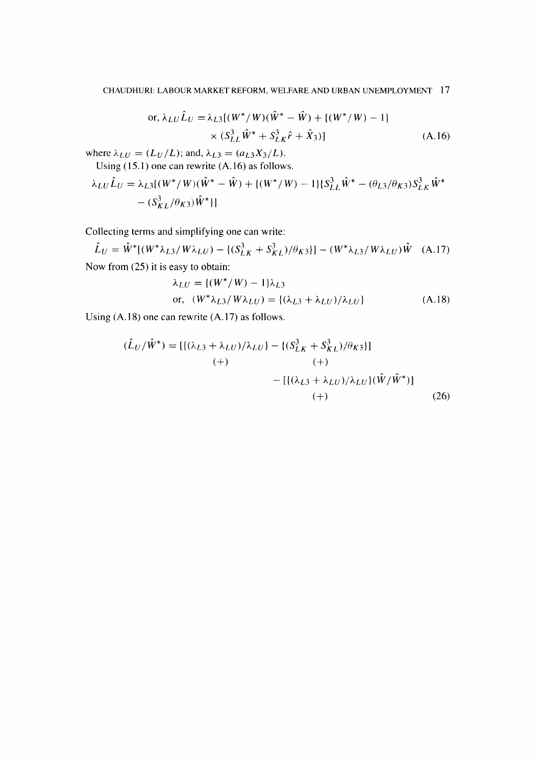$$\text{or, } \lambda_{LU}\hat{L}_U = \lambda_{L3}[(W^*/W)(\hat{W}^* - \hat{W}) + \{(W^*/W) - 1\} \times (S^3_{LL}\hat{W}^* + S^3_{LK}\hat{r} + \hat{X}_3)] \tag{A.16}$$

where $\lambda_{LU} = (L_U/L)$; and, $\lambda_{L3} = (a_{L3}X_3/L)$.

Using (15.1) one can rewrite (A.16) as follows.

$$\lambda_{LU}\hat{L}_U = \lambda_{L3}[(W^*/W)(\hat{W}^* - \hat{W}) + \{(W^*/W) - 1\}\{S^3_{LL}\hat{W}^* - (\theta_{L3}/\theta_{K3})S^3_{LK}\hat{W}^* - (S^3_{KL}/\theta_{K3})\hat{W}^*\}]$$

Collecting terms and simplifying one can write:

$$\hat{L}_U = \hat{W}^*[(W^*\lambda_{L3}/W\lambda_{LU}) - \{(S^3_{LK} + S^3_{KL})/\theta_{K3}\}] - (W^*\lambda_{L3}/W\lambda_{LU})\hat{W} \tag{A.17}$$

Now from (25) it is easy to obtain:

$$\lambda_{LU} = \{(W^*/W) - 1\}\lambda_{L3}$$

$$\text{or, } (W^*\lambda_{L3}/W\lambda_{LU}) = \{(\lambda_{L3} + \lambda_{LU})/\lambda_{LU}\} \tag{A.18}$$

Using (A.18) one can rewrite (A.17) as follows.

$$(\hat{L}_U/\hat{W}^*) = [\underset{(+)}{\{(\lambda_{L3} + \lambda_{LU})/\lambda_{LU}\}} - \underset{(+)}{\{(S^3_{LK} + S^3_{KL})/\theta_{K3}\}}] - [\underset{(+)}{\{(\lambda_{L3} + \lambda_{LU})/\lambda_{LU}\}}(\hat{W}/\hat{W}^*)] \tag{26}$$